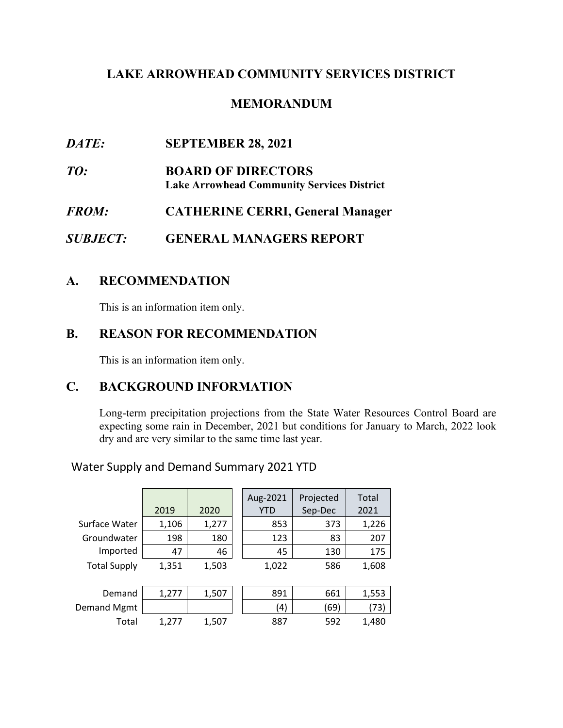# LAKE ARROWHEAD COMMUNITY SERVICES DISTRICT

## MEMORANDUM

***DATE:*** **SEPTEMBER 28, 2021**

***TO:*** **BOARD OF DIRECTORS**
**Lake Arrowhead Community Services District**

***FROM:*** **CATHERINE CERRI, General Manager**

***SUBJECT:*** **GENERAL MANAGERS REPORT**

## A. RECOMMENDATION

This is an information item only.

## B. REASON FOR RECOMMENDATION

This is an information item only.

## C. BACKGROUND INFORMATION

Long-term precipitation projections from the State Water Resources Control Board are expecting some rain in December, 2021 but conditions for January to March, 2022 look dry and are very similar to the same time last year.

Water Supply and Demand Summary 2021 YTD

| | 2019 | 2020 | Aug-2021 YTD | Projected Sep-Dec | Total 2021 |
|---|---|---|---|---|---|
| Surface Water | 1,106 | 1,277 | 853 | 373 | 1,226 |
| Groundwater | 198 | 180 | 123 | 83 | 207 |
| Imported | 47 | 46 | 45 | 130 | 175 |
| Total Supply | 1,351 | 1,503 | 1,022 | 586 | 1,608 |
| | | | | | |
| Demand | 1,277 | 1,507 | 891 | 661 | 1,553 |
| Demand Mgmt | | | (4) | (69) | (73) |
| Total | 1,277 | 1,507 | 887 | 592 | 1,480 |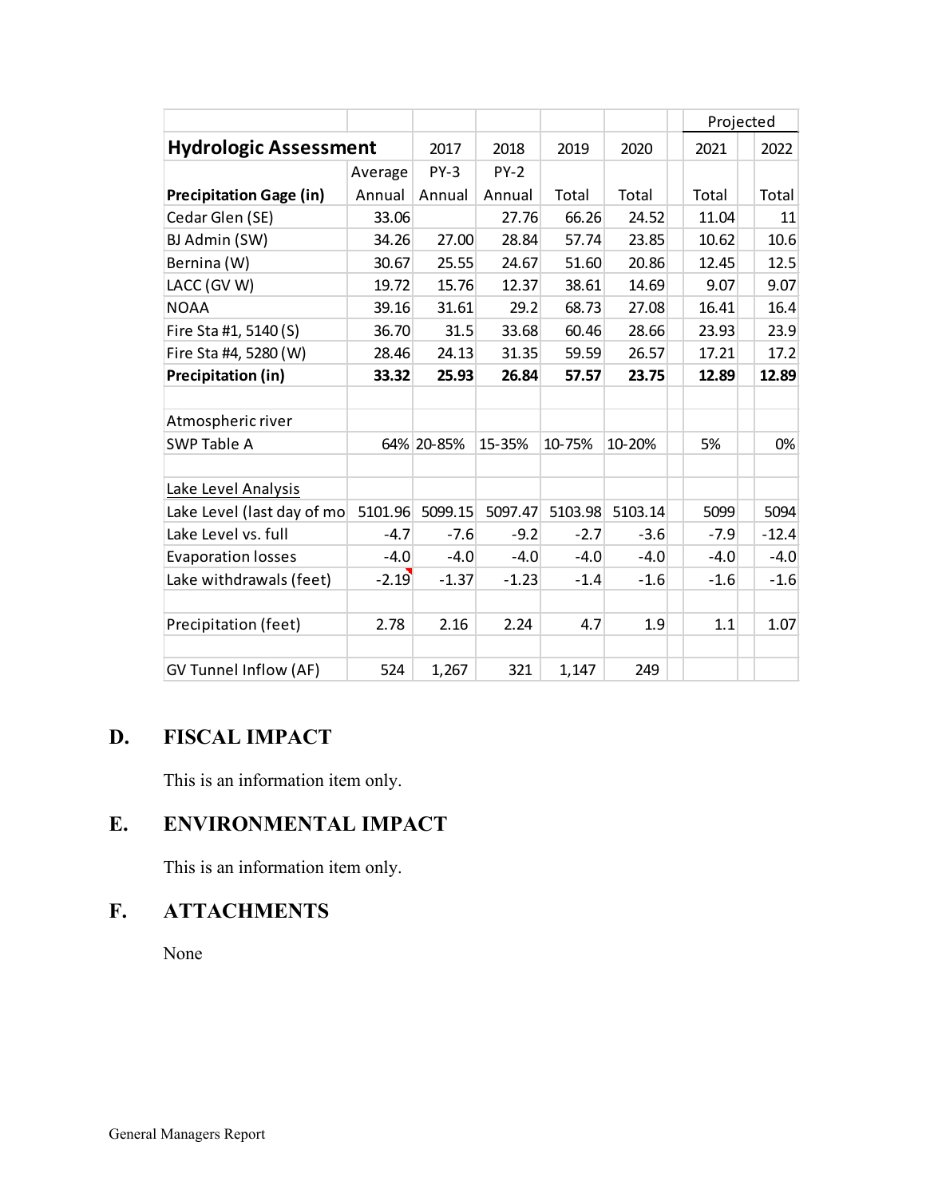| Hydrologic Assessment | | 2017 | 2018 | 2019 | 2020 | | Projected 2021 | | 2022 |
|---|---|---|---|---|---|---|---|---|---|
| | Average | PY-3 | PY-2 | | | | | | |
| **Precipitation Gage (in)** | Annual | Annual | Annual | Total | Total | | Total | | Total |
| Cedar Glen (SE) | 33.06 | | 27.76 | 66.26 | 24.52 | | 11.04 | | 11 |
| BJ Admin (SW) | 34.26 | 27.00 | 28.84 | 57.74 | 23.85 | | 10.62 | | 10.6 |
| Bernina (W) | 30.67 | 25.55 | 24.67 | 51.60 | 20.86 | | 12.45 | | 12.5 |
| LACC (GV W) | 19.72 | 15.76 | 12.37 | 38.61 | 14.69 | | 9.07 | | 9.07 |
| NOAA | 39.16 | 31.61 | 29.2 | 68.73 | 27.08 | | 16.41 | | 16.4 |
| Fire Sta #1, 5140 (S) | 36.70 | 31.5 | 33.68 | 60.46 | 28.66 | | 23.93 | | 23.9 |
| Fire Sta #4, 5280 (W) | 28.46 | 24.13 | 31.35 | 59.59 | 26.57 | | 17.21 | | 17.2 |
| **Precipitation (in)** | **33.32** | **25.93** | **26.84** | **57.57** | **23.75** | | **12.89** | | **12.89** |
| | | | | | | | | | |
| Atmospheric river | | | | | | | | | |
| SWP Table A | | 64% 20-85% | 15-35% | 10-75% | 10-20% | | 5% | | 0% |
| | | | | | | | | | |
| Lake Level Analysis | | | | | | | | | |
| Lake Level (last day of mo | 5101.96 | 5099.15 | 5097.47 | 5103.98 | 5103.14 | | 5099 | | 5094 |
| Lake Level vs. full | -4.7 | -7.6 | -9.2 | -2.7 | -3.6 | | -7.9 | | -12.4 |
| Evaporation losses | -4.0 | -4.0 | -4.0 | -4.0 | -4.0 | | -4.0 | | -4.0 |
| Lake withdrawals (feet) | -2.19 | -1.37 | -1.23 | -1.4 | -1.6 | | -1.6 | | -1.6 |
| | | | | | | | | | |
| Precipitation (feet) | 2.78 | 2.16 | 2.24 | 4.7 | 1.9 | | 1.1 | | 1.07 |
| | | | | | | | | | |
| GV Tunnel Inflow (AF) | 524 | 1,267 | 321 | 1,147 | 249 | | | | |

## D. FISCAL IMPACT

This is an information item only.

## E. ENVIRONMENTAL IMPACT

This is an information item only.

## F. ATTACHMENTS

None